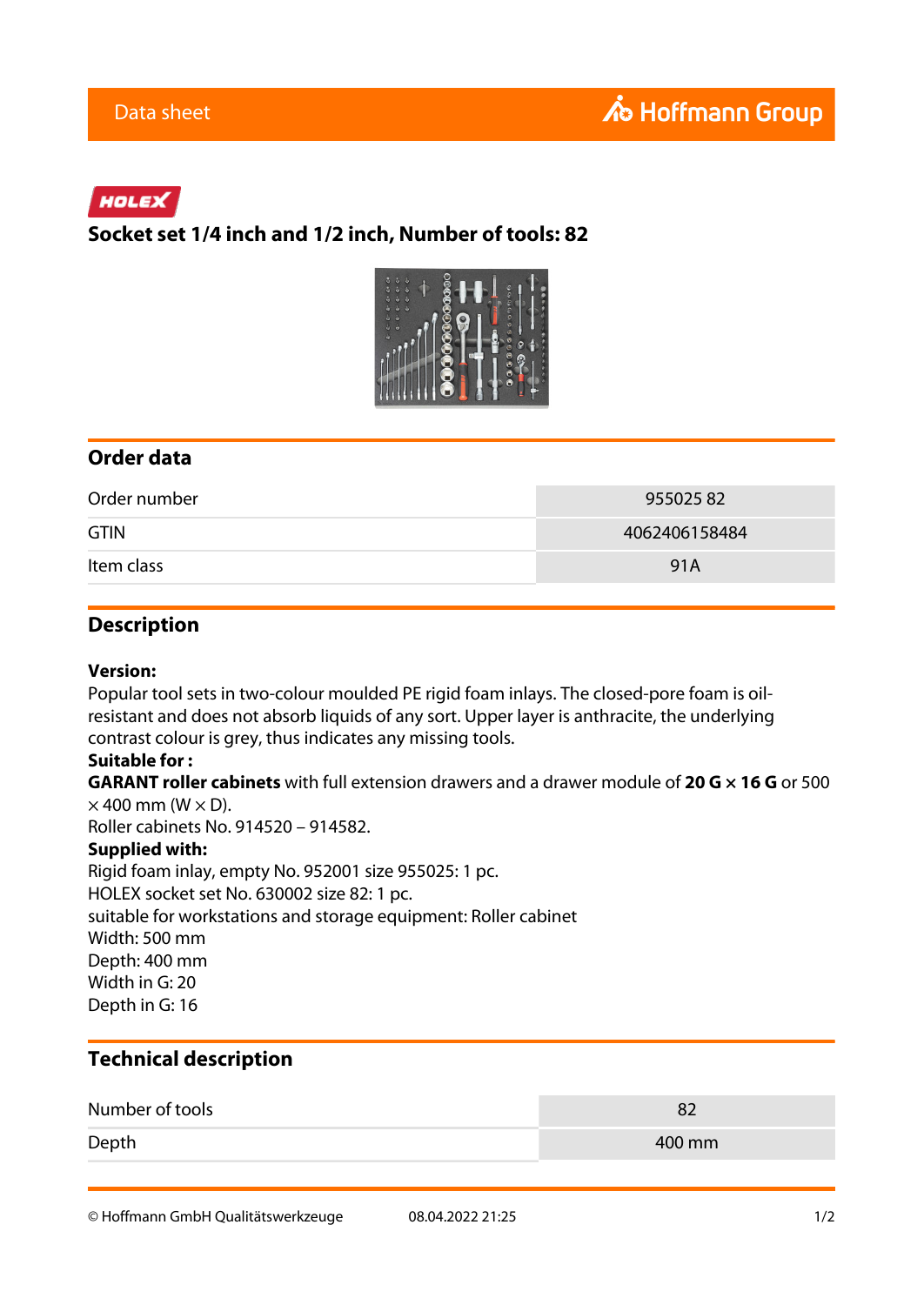Data sheet

HOLEX

# Socket set 1/4 inch and 1/2 inch, Number of tools: 82

## Order data

| | |
|---|---|
| Order number | 955025 82 |
| GTIN | 4062406158484 |
| Item class | 91A |

## Description

**Version:**
Popular tool sets in two-colour moulded PE rigid foam inlays. The closed-pore foam is oil-resistant and does not absorb liquids of any sort. Upper layer is anthracite, the underlying contrast colour is grey, thus indicates any missing tools.
**Suitable for :**
**GARANT roller cabinets** with full extension drawers and a drawer module of **20 G × 16 G** or 500 × 400 mm (W × D).
Roller cabinets No. 914520 – 914582.
**Supplied with:**
Rigid foam inlay, empty No. 952001 size 955025: 1 pc.
HOLEX socket set No. 630002 size 82: 1 pc.
suitable for workstations and storage equipment: Roller cabinet
Width: 500 mm
Depth: 400 mm
Width in G: 20
Depth in G: 16

## Technical description

| | |
|---|---|
| Number of tools | 82 |
| Depth | 400 mm |

© Hoffmann GmbH Qualitätswerkzeuge 08.04.2022 21:25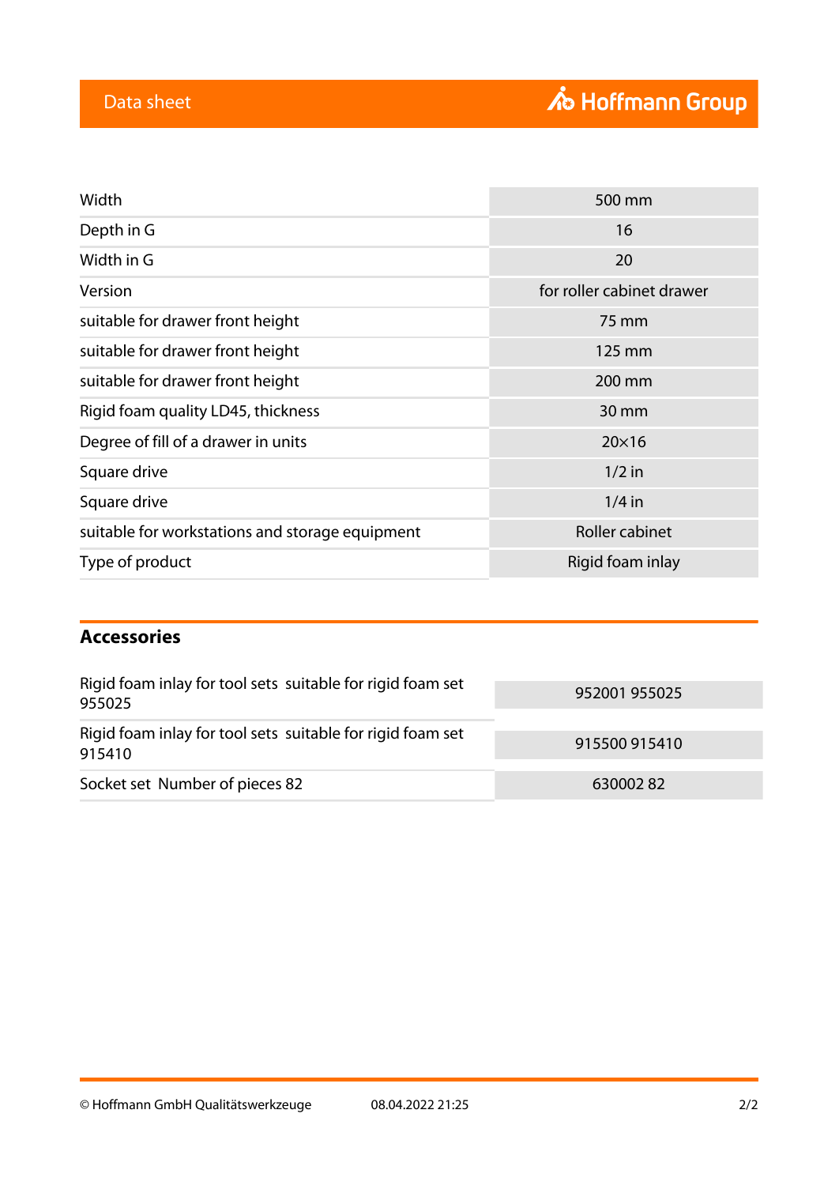| | |
|---|---|
| Width | 500 mm |
| Depth in G | 16 |
| Width in G | 20 |
| Version | for roller cabinet drawer |
| suitable for drawer front height | 75 mm |
| suitable for drawer front height | 125 mm |
| suitable for drawer front height | 200 mm |
| Rigid foam quality LD45, thickness | 30 mm |
| Degree of fill of a drawer in units | 20×16 |
| Square drive | 1/2 in |
| Square drive | 1/4 in |
| suitable for workstations and storage equipment | Roller cabinet |
| Type of product | Rigid foam inlay |

## Accessories

| | |
|---|---|
| Rigid foam inlay for tool sets suitable for rigid foam set 955025 | 952001 955025 |
| Rigid foam inlay for tool sets suitable for rigid foam set 915410 | 915500 915410 |
| Socket set Number of pieces 82 | 630002 82 |

© Hoffmann GmbH Qualitätswerkzeuge 08.04.2022 21:25